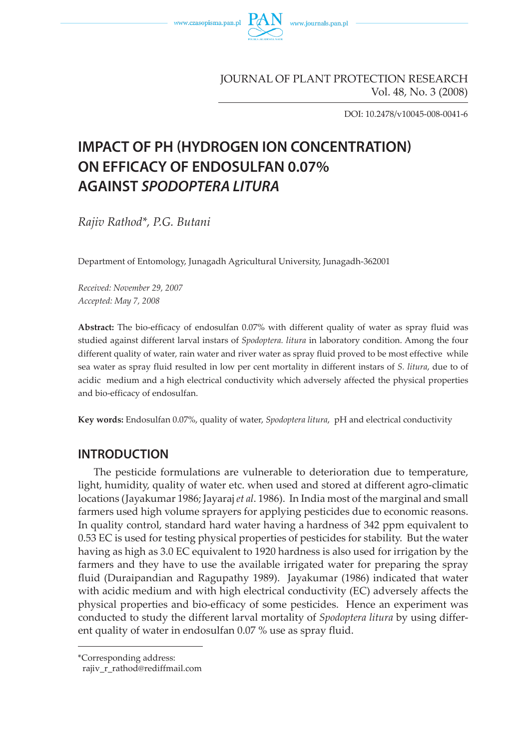JOURNAL OF PLANT PROTECTION RESEARCH
Vol. 48, No. 3 (2008)

DOI: 10.2478/v10045-008-0041-6

# IMPACT OF PH (HYDROGEN ION CONCENTRATION) ON EFFICACY OF ENDOSULFAN 0.07% AGAINST *SPODOPTERA LITURA*

*Rajiv Rathod\*, P.G. Butani*

Department of Entomology, Junagadh Agricultural University, Junagadh-362001

*Received: November 29, 2007*
*Accepted: May 7, 2008*

**Abstract:** The bio-efficacy of endosulfan 0.07% with different quality of water as spray fluid was studied against different larval instars of *Spodoptera. litura* in laboratory condition. Among the four different quality of water, rain water and river water as spray fluid proved to be most effective while sea water as spray fluid resulted in low per cent mortality in different instars of *S. litura*, due to of acidic medium and a high electrical conductivity which adversely affected the physical properties and bio-efficacy of endosulfan.

**Key words:** Endosulfan 0.07%, quality of water, *Spodoptera litura*, pH and electrical conductivity

## INTRODUCTION

The pesticide formulations are vulnerable to deterioration due to temperature, light, humidity, quality of water etc. when used and stored at different agro-climatic locations (Jayakumar 1986; Jayaraj *et al*. 1986). In India most of the marginal and small farmers used high volume sprayers for applying pesticides due to economic reasons. In quality control, standard hard water having a hardness of 342 ppm equivalent to 0.53 EC is used for testing physical properties of pesticides for stability. But the water having as high as 3.0 EC equivalent to 1920 hardness is also used for irrigation by the farmers and they have to use the available irrigated water for preparing the spray fluid (Duraipandian and Ragupathy 1989). Jayakumar (1986) indicated that water with acidic medium and with high electrical conductivity (EC) adversely affects the physical properties and bio-efficacy of some pesticides. Hence an experiment was conducted to study the different larval mortality of *Spodoptera litura* by using different quality of water in endosulfan 0.07 % use as spray fluid.

---

\*Corresponding address:
rajiv_r_rathod@rediffmail.com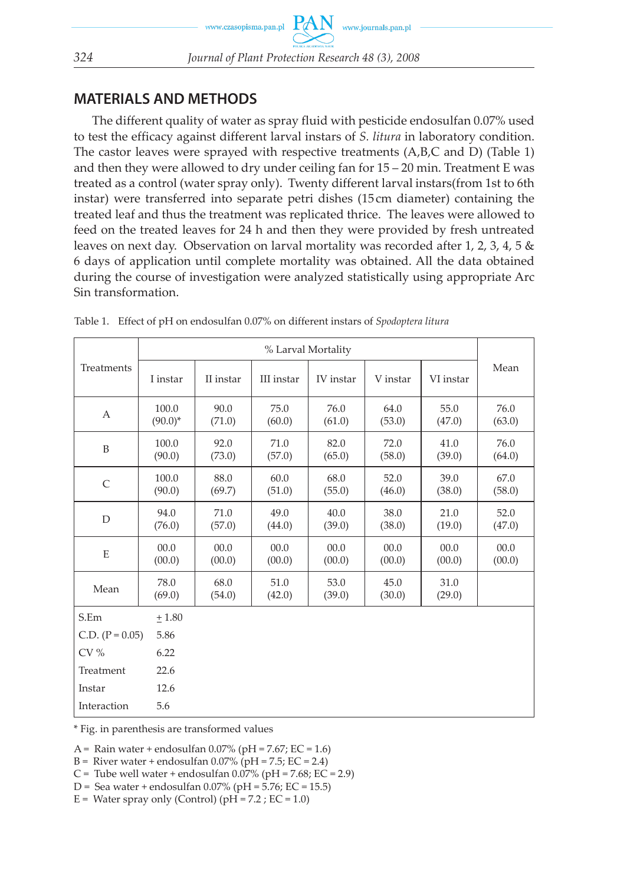## MATERIALS AND METHODS

The different quality of water as spray fluid with pesticide endosulfan 0.07% used to test the efficacy against different larval instars of *S. litura* in laboratory condition. The castor leaves were sprayed with respective treatments (A,B,C and D) (Table 1) and then they were allowed to dry under ceiling fan for 15 – 20 min. Treatment E was treated as a control (water spray only). Twenty different larval instars(from 1st to 6th instar) were transferred into separate petri dishes (15 cm diameter) containing the treated leaf and thus the treatment was replicated thrice. The leaves were allowed to feed on the treated leaves for 24 h and then they were provided by fresh untreated leaves on next day. Observation on larval mortality was recorded after 1, 2, 3, 4, 5 & 6 days of application until complete mortality was obtained. All the data obtained during the course of investigation were analyzed statistically using appropriate Arc Sin transformation.

Table 1. Effect of pH on endosulfan 0.07% on different instars of *Spodoptera litura*

| Treatments | % Larval Mortality | | | | | | Mean |
|---|---|---|---|---|---|---|---|
| | I instar | II instar | III instar | IV instar | V instar | VI instar | |
| A | 100.0 (90.0)* | 90.0 (71.0) | 75.0 (60.0) | 76.0 (61.0) | 64.0 (53.0) | 55.0 (47.0) | 76.0 (63.0) |
| B | 100.0 (90.0) | 92.0 (73.0) | 71.0 (57.0) | 82.0 (65.0) | 72.0 (58.0) | 41.0 (39.0) | 76.0 (64.0) |
| C | 100.0 (90.0) | 88.0 (69.7) | 60.0 (51.0) | 68.0 (55.0) | 52.0 (46.0) | 39.0 (38.0) | 67.0 (58.0) |
| D | 94.0 (76.0) | 71.0 (57.0) | 49.0 (44.0) | 40.0 (39.0) | 38.0 (38.0) | 21.0 (19.0) | 52.0 (47.0) |
| E | 00.0 (00.0) | 00.0 (00.0) | 00.0 (00.0) | 00.0 (00.0) | 00.0 (00.0) | 00.0 (00.0) | 00.0 (00.0) |
| Mean | 78.0 (69.0) | 68.0 (54.0) | 51.0 (42.0) | 53.0 (39.0) | 45.0 (30.0) | 31.0 (29.0) | |
| S.Em | ± 1.80 | | | | | | |
| C.D. (P = 0.05) | 5.86 | | | | | | |
| CV % | 6.22 | | | | | | |
| Treatment | 22.6 | | | | | | |
| Instar | 12.6 | | | | | | |
| Interaction | 5.6 | | | | | | |

\* Fig. in parenthesis are transformed values

A = Rain water + endosulfan 0.07% (pH = 7.67; EC = 1.6)
B = River water + endosulfan 0.07% (pH = 7.5; EC = 2.4)
C = Tube well water + endosulfan 0.07% (pH = 7.68; EC = 2.9)
D = Sea water + endosulfan 0.07% (pH = 5.76; EC = 15.5)
E = Water spray only (Control) (pH = 7.2 ; EC = 1.0)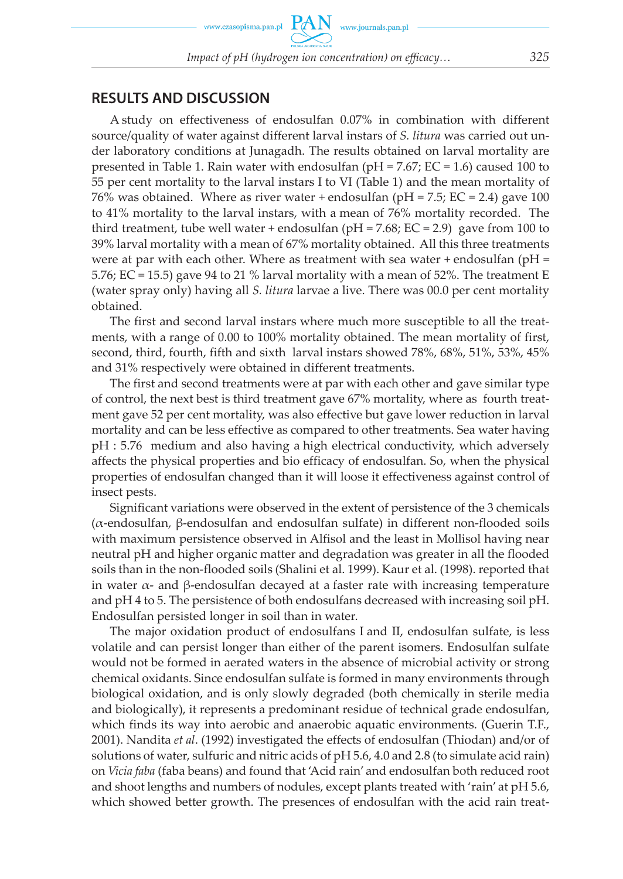## RESULTS AND DISCUSSION

A study on effectiveness of endosulfan 0.07% in combination with different source/quality of water against different larval instars of *S. litura* was carried out under laboratory conditions at Junagadh. The results obtained on larval mortality are presented in Table 1. Rain water with endosulfan (pH = 7.67; EC = 1.6) caused 100 to 55 per cent mortality to the larval instars I to VI (Table 1) and the mean mortality of 76% was obtained. Where as river water + endosulfan (pH = 7.5; EC = 2.4) gave 100 to 41% mortality to the larval instars, with a mean of 76% mortality recorded. The third treatment, tube well water + endosulfan (pH = 7.68; EC = 2.9) gave from 100 to 39% larval mortality with a mean of 67% mortality obtained. All this three treatments were at par with each other. Where as treatment with sea water + endosulfan (pH = 5.76; EC = 15.5) gave 94 to 21 % larval mortality with a mean of 52%. The treatment E (water spray only) having all *S. litura* larvae a live. There was 00.0 per cent mortality obtained.

The first and second larval instars where much more susceptible to all the treatments, with a range of 0.00 to 100% mortality obtained. The mean mortality of first, second, third, fourth, fifth and sixth larval instars showed 78%, 68%, 51%, 53%, 45% and 31% respectively were obtained in different treatments.

The first and second treatments were at par with each other and gave similar type of control, the next best is third treatment gave 67% mortality, where as fourth treatment gave 52 per cent mortality, was also effective but gave lower reduction in larval mortality and can be less effective as compared to other treatments. Sea water having pH : 5.76 medium and also having a high electrical conductivity, which adversely affects the physical properties and bio efficacy of endosulfan. So, when the physical properties of endosulfan changed than it will loose it effectiveness against control of insect pests.

Significant variations were observed in the extent of persistence of the 3 chemicals ($\alpha$-endosulfan, $\beta$-endosulfan and endosulfan sulfate) in different non-flooded soils with maximum persistence observed in Alfisol and the least in Mollisol having near neutral pH and higher organic matter and degradation was greater in all the flooded soils than in the non-flooded soils (Shalini et al. 1999). Kaur et al. (1998). reported that in water $\alpha$- and $\beta$-endosulfan decayed at a faster rate with increasing temperature and pH 4 to 5. The persistence of both endosulfans decreased with increasing soil pH. Endosulfan persisted longer in soil than in water.

The major oxidation product of endosulfans I and II, endosulfan sulfate, is less volatile and can persist longer than either of the parent isomers. Endosulfan sulfate would not be formed in aerated waters in the absence of microbial activity or strong chemical oxidants. Since endosulfan sulfate is formed in many environments through biological oxidation, and is only slowly degraded (both chemically in sterile media and biologically), it represents a predominant residue of technical grade endosulfan, which finds its way into aerobic and anaerobic aquatic environments. (Guerin T.F., 2001). Nandita *et al*. (1992) investigated the effects of endosulfan (Thiodan) and/or of solutions of water, sulfuric and nitric acids of pH 5.6, 4.0 and 2.8 (to simulate acid rain) on *Vicia faba* (faba beans) and found that 'Acid rain' and endosulfan both reduced root and shoot lengths and numbers of nodules, except plants treated with 'rain' at pH 5.6, which showed better growth. The presences of endosulfan with the acid rain treat-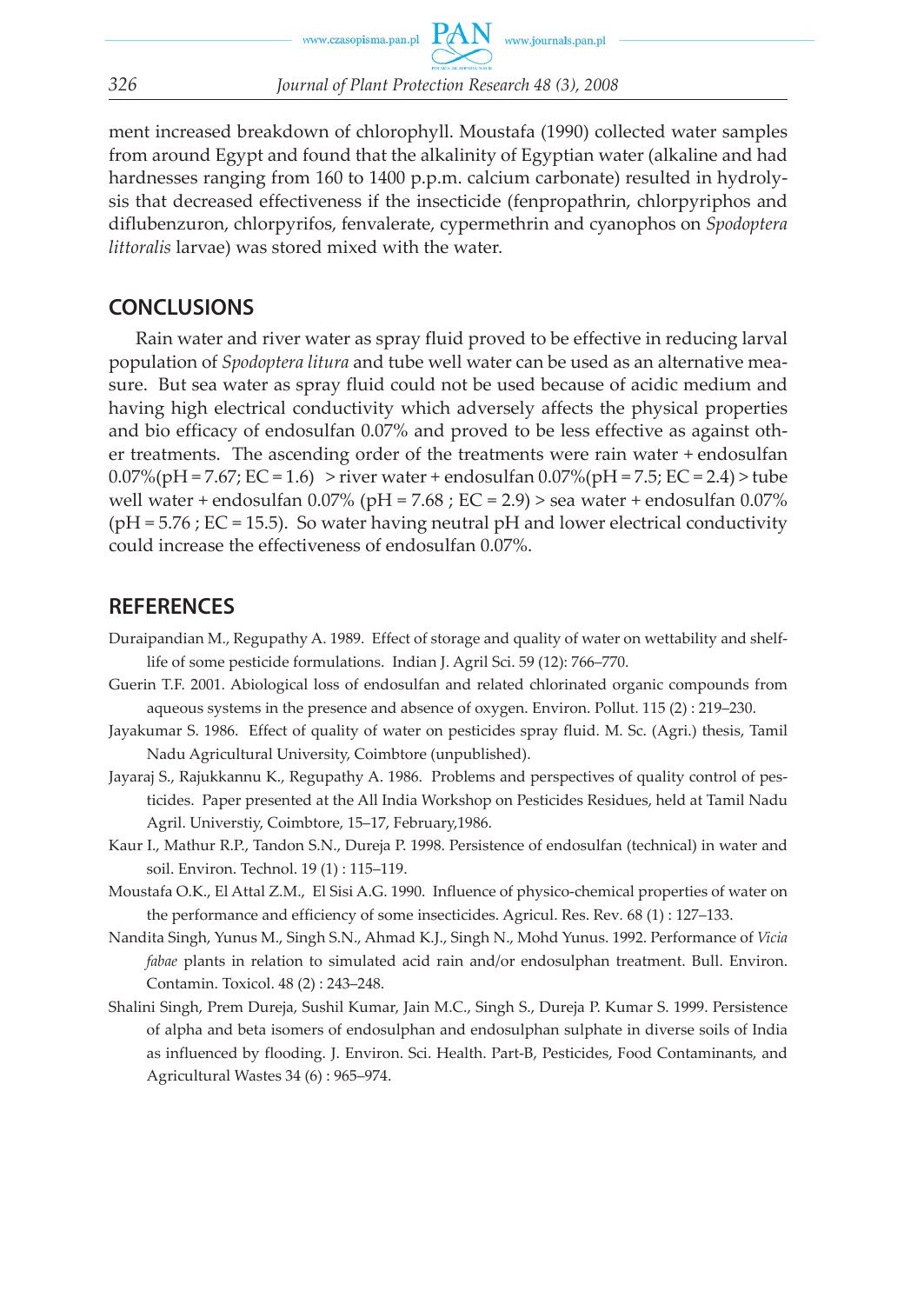ment increased breakdown of chlorophyll. Moustafa (1990) collected water samples from around Egypt and found that the alkalinity of Egyptian water (alkaline and had hardnesses ranging from 160 to 1400 p.p.m. calcium carbonate) resulted in hydrolysis that decreased effectiveness if the insecticide (fenpropathrin, chlorpyriphos and diflubenzuron, chlorpyrifos, fenvalerate, cypermethrin and cyanophos on *Spodoptera littoralis* larvae) was stored mixed with the water.

## CONCLUSIONS

Rain water and river water as spray fluid proved to be effective in reducing larval population of *Spodoptera litura* and tube well water can be used as an alternative measure. But sea water as spray fluid could not be used because of acidic medium and having high electrical conductivity which adversely affects the physical properties and bio efficacy of endosulfan 0.07% and proved to be less effective as against other treatments. The ascending order of the treatments were rain water + endosulfan 0.07%(pH = 7.67; EC = 1.6) > river water + endosulfan 0.07%(pH = 7.5; EC = 2.4) > tube well water + endosulfan 0.07% (pH = 7.68 ; EC = 2.9) > sea water + endosulfan 0.07% (pH = 5.76 ; EC = 15.5). So water having neutral pH and lower electrical conductivity could increase the effectiveness of endosulfan 0.07%.

## REFERENCES

Duraipandian M., Regupathy A. 1989. Effect of storage and quality of water on wettability and shelf-life of some pesticide formulations. Indian J. Agril Sci. 59 (12): 766–770.

Guerin T.F. 2001. Abiological loss of endosulfan and related chlorinated organic compounds from aqueous systems in the presence and absence of oxygen. Environ. Pollut. 115 (2) : 219–230.

Jayakumar S. 1986. Effect of quality of water on pesticides spray fluid. M. Sc. (Agri.) thesis, Tamil Nadu Agricultural University, Coimbtore (unpublished).

Jayaraj S., Rajukkannu K., Regupathy A. 1986. Problems and perspectives of quality control of pesticides. Paper presented at the All India Workshop on Pesticides Residues, held at Tamil Nadu Agril. Universtiy, Coimbtore, 15–17, February,1986.

Kaur I., Mathur R.P., Tandon S.N., Dureja P. 1998. Persistence of endosulfan (technical) in water and soil. Environ. Technol. 19 (1) : 115–119.

Moustafa O.K., El Attal Z.M., El Sisi A.G. 1990. Influence of physico-chemical properties of water on the performance and efficiency of some insecticides. Agricul. Res. Rev. 68 (1) : 127–133.

Nandita Singh, Yunus M., Singh S.N., Ahmad K.J., Singh N., Mohd Yunus. 1992. Performance of *Vicia fabae* plants in relation to simulated acid rain and/or endosulphan treatment. Bull. Environ. Contamin. Toxicol. 48 (2) : 243–248.

Shalini Singh, Prem Dureja, Sushil Kumar, Jain M.C., Singh S., Dureja P. Kumar S. 1999. Persistence of alpha and beta isomers of endosulphan and endosulphan sulphate in diverse soils of India as influenced by flooding. J. Environ. Sci. Health. Part-B, Pesticides, Food Contaminants, and Agricultural Wastes 34 (6) : 965–974.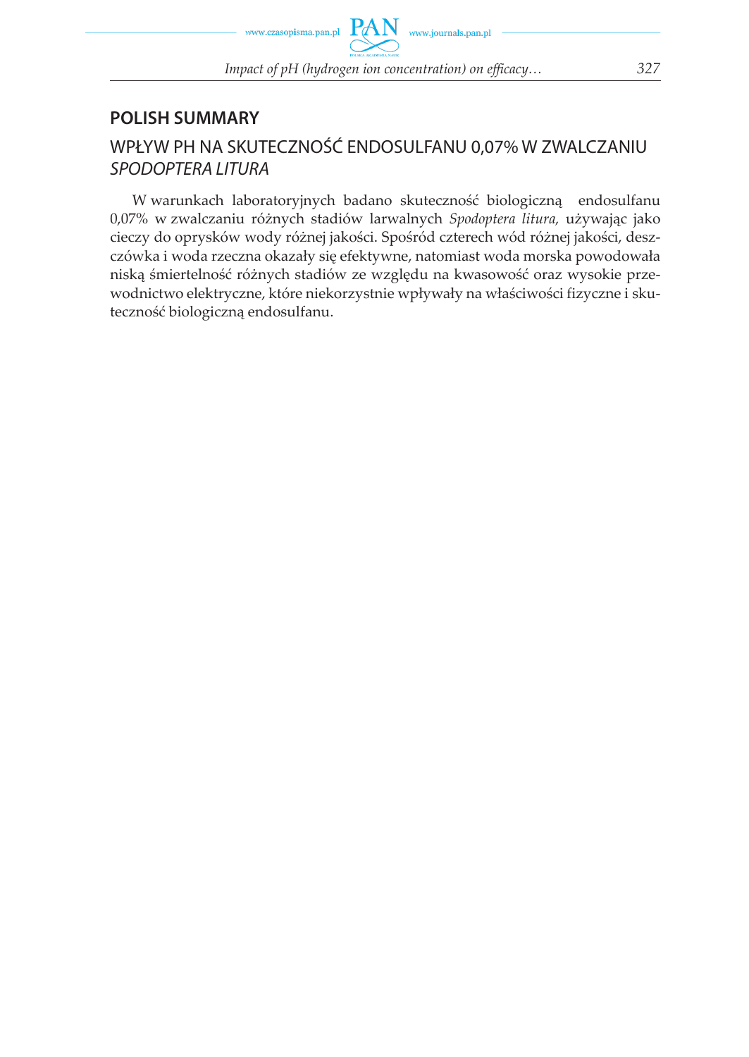## POLISH SUMMARY

### WPŁYW PH NA SKUTECZNOŚĆ ENDOSULFANU 0,07% W ZWALCZANIU *SPODOPTERA LITURA*

W warunkach laboratoryjnych badano skuteczność biologiczną endosulfanu 0,07% w zwalczaniu różnych stadiów larwalnych *Spodoptera litura,* używając jako cieczy do oprysków wody różnej jakości. Spośród czterech wód różnej jakości, deszczówka i woda rzeczna okazały się efektywne, natomiast woda morska powodowała niską śmiertelność różnych stadiów ze względu na kwasowość oraz wysokie przewodnictwo elektryczne, które niekorzystnie wpływały na właściwości fizyczne i skuteczność biologiczną endosulfanu.